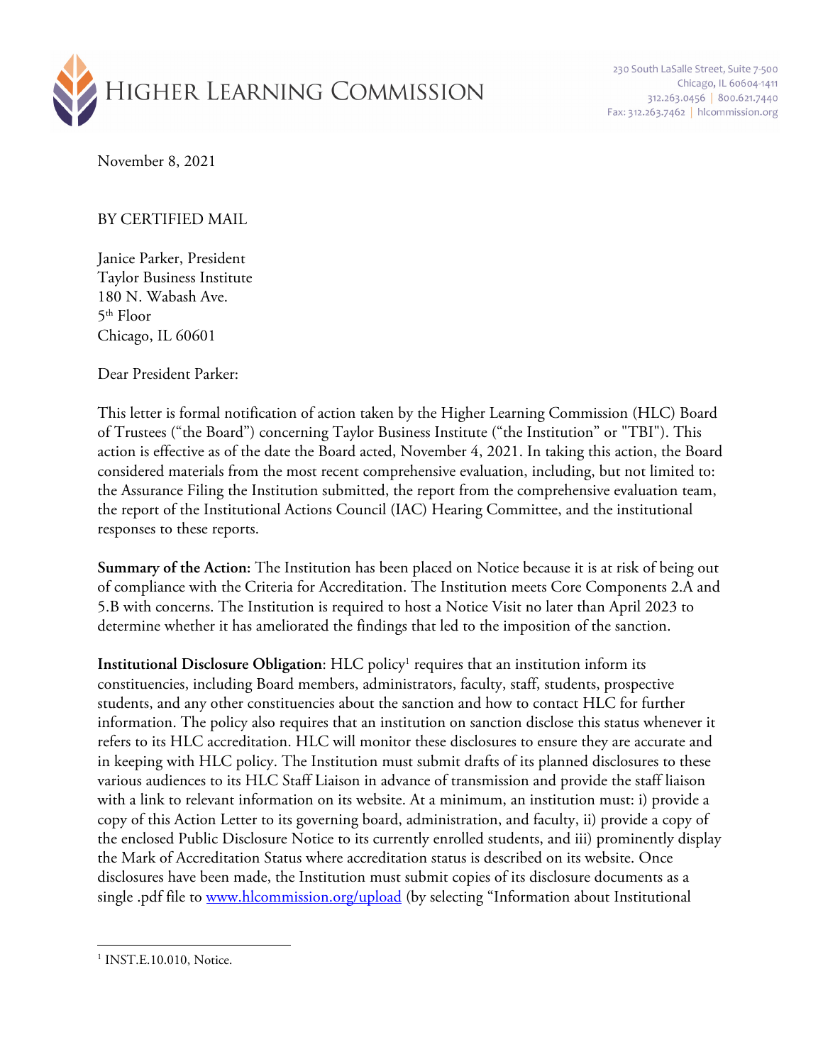HIGHER LEARNING COMMISSION

230 South LaSalle Street, Suite 7-500
Chicago, IL 60604-1411
312.263.0456 | 800.621.7440
Fax: 312.263.7462 | hlcommission.org

November 8, 2021

BY CERTIFIED MAIL

Janice Parker, President
Taylor Business Institute
180 N. Wabash Ave.
5th Floor
Chicago, IL 60601

Dear President Parker:

This letter is formal notification of action taken by the Higher Learning Commission (HLC) Board of Trustees ("the Board") concerning Taylor Business Institute ("the Institution" or "TBI"). This action is effective as of the date the Board acted, November 4, 2021. In taking this action, the Board considered materials from the most recent comprehensive evaluation, including, but not limited to: the Assurance Filing the Institution submitted, the report from the comprehensive evaluation team, the report of the Institutional Actions Council (IAC) Hearing Committee, and the institutional responses to these reports.

**Summary of the Action:** The Institution has been placed on Notice because it is at risk of being out of compliance with the Criteria for Accreditation. The Institution meets Core Components 2.A and 5.B with concerns. The Institution is required to host a Notice Visit no later than April 2023 to determine whether it has ameliorated the findings that led to the imposition of the sanction.

**Institutional Disclosure Obligation**: HLC policy[1] requires that an institution inform its constituencies, including Board members, administrators, faculty, staff, students, prospective students, and any other constituencies about the sanction and how to contact HLC for further information. The policy also requires that an institution on sanction disclose this status whenever it refers to its HLC accreditation. HLC will monitor these disclosures to ensure they are accurate and in keeping with HLC policy. The Institution must submit drafts of its planned disclosures to these various audiences to its HLC Staff Liaison in advance of transmission and provide the staff liaison with a link to relevant information on its website. At a minimum, an institution must: i) provide a copy of this Action Letter to its governing board, administration, and faculty, ii) provide a copy of the enclosed Public Disclosure Notice to its currently enrolled students, and iii) prominently display the Mark of Accreditation Status where accreditation status is described on its website. Once disclosures have been made, the Institution must submit copies of its disclosure documents as a single .pdf file to www.hlcommission.org/upload (by selecting "Information about Institutional

---

[1] INST.E.10.010, Notice.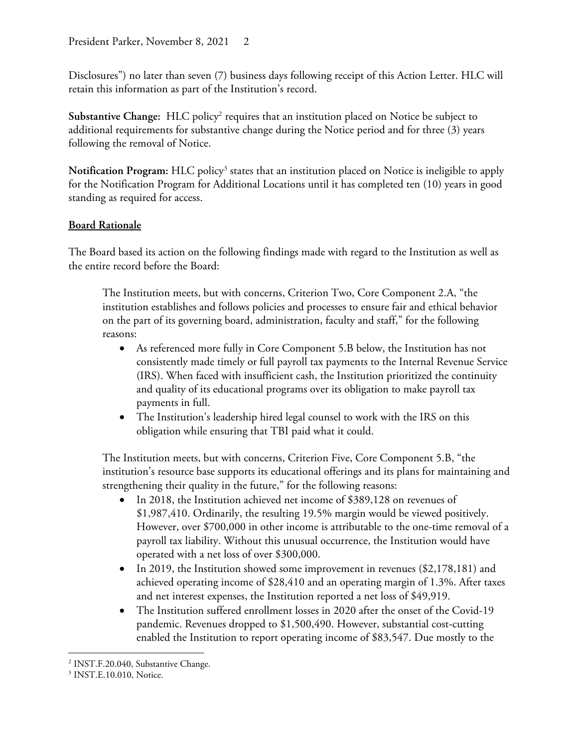Disclosures") no later than seven (7) business days following receipt of this Action Letter. HLC will retain this information as part of the Institution's record.

**Substantive Change:** HLC policy[2] requires that an institution placed on Notice be subject to additional requirements for substantive change during the Notice period and for three (3) years following the removal of Notice.

**Notification Program:** HLC policy[3] states that an institution placed on Notice is ineligible to apply for the Notification Program for Additional Locations until it has completed ten (10) years in good standing as required for access.

**Board Rationale**

The Board based its action on the following findings made with regard to the Institution as well as the entire record before the Board:

> The Institution meets, but with concerns, Criterion Two, Core Component 2.A, "the institution establishes and follows policies and processes to ensure fair and ethical behavior on the part of its governing board, administration, faculty and staff," for the following reasons:
>
> - As referenced more fully in Core Component 5.B below, the Institution has not consistently made timely or full payroll tax payments to the Internal Revenue Service (IRS). When faced with insufficient cash, the Institution prioritized the continuity and quality of its educational programs over its obligation to make payroll tax payments in full.
> - The Institution's leadership hired legal counsel to work with the IRS on this obligation while ensuring that TBI paid what it could.
>
> The Institution meets, but with concerns, Criterion Five, Core Component 5.B, "the institution's resource base supports its educational offerings and its plans for maintaining and strengthening their quality in the future," for the following reasons:
>
> - In 2018, the Institution achieved net income of $389,128 on revenues of $1,987,410. Ordinarily, the resulting 19.5% margin would be viewed positively. However, over $700,000 in other income is attributable to the one-time removal of a payroll tax liability. Without this unusual occurrence, the Institution would have operated with a net loss of over $300,000.
> - In 2019, the Institution showed some improvement in revenues ($2,178,181) and achieved operating income of $28,410 and an operating margin of 1.3%. After taxes and net interest expenses, the Institution reported a net loss of $49,919.
> - The Institution suffered enrollment losses in 2020 after the onset of the Covid-19 pandemic. Revenues dropped to $1,500,490. However, substantial cost-cutting enabled the Institution to report operating income of $83,547. Due mostly to the

[2] INST.F.20.040, Substantive Change.

[3] INST.E.10.010, Notice.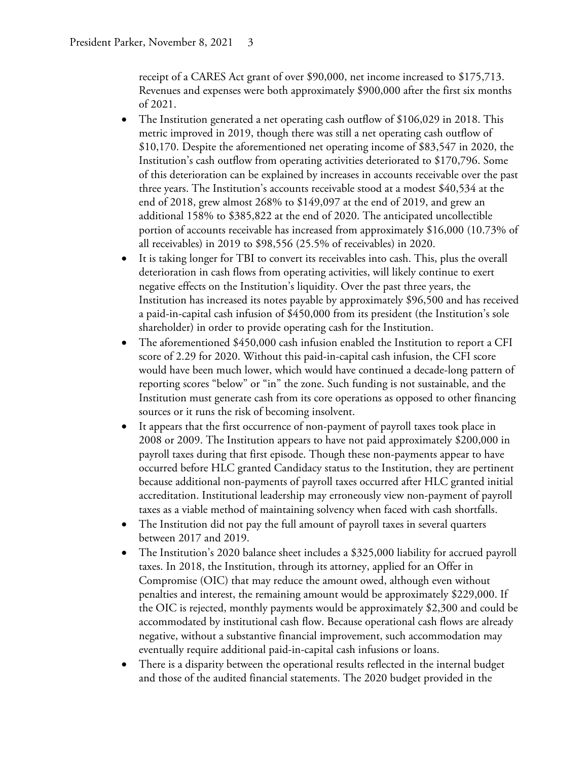receipt of a CARES Act grant of over $90,000, net income increased to $175,713. Revenues and expenses were both approximately $900,000 after the first six months of 2021.

- The Institution generated a net operating cash outflow of $106,029 in 2018. This metric improved in 2019, though there was still a net operating cash outflow of $10,170. Despite the aforementioned net operating income of $83,547 in 2020, the Institution's cash outflow from operating activities deteriorated to $170,796. Some of this deterioration can be explained by increases in accounts receivable over the past three years. The Institution's accounts receivable stood at a modest $40,534 at the end of 2018, grew almost 268% to $149,097 at the end of 2019, and grew an additional 158% to $385,822 at the end of 2020. The anticipated uncollectible portion of accounts receivable has increased from approximately $16,000 (10.73% of all receivables) in 2019 to $98,556 (25.5% of receivables) in 2020.
- It is taking longer for TBI to convert its receivables into cash. This, plus the overall deterioration in cash flows from operating activities, will likely continue to exert negative effects on the Institution's liquidity. Over the past three years, the Institution has increased its notes payable by approximately $96,500 and has received a paid-in-capital cash infusion of $450,000 from its president (the Institution's sole shareholder) in order to provide operating cash for the Institution.
- The aforementioned $450,000 cash infusion enabled the Institution to report a CFI score of 2.29 for 2020. Without this paid-in-capital cash infusion, the CFI score would have been much lower, which would have continued a decade-long pattern of reporting scores "below" or "in" the zone. Such funding is not sustainable, and the Institution must generate cash from its core operations as opposed to other financing sources or it runs the risk of becoming insolvent.
- It appears that the first occurrence of non-payment of payroll taxes took place in 2008 or 2009. The Institution appears to have not paid approximately $200,000 in payroll taxes during that first episode. Though these non-payments appear to have occurred before HLC granted Candidacy status to the Institution, they are pertinent because additional non-payments of payroll taxes occurred after HLC granted initial accreditation. Institutional leadership may erroneously view non-payment of payroll taxes as a viable method of maintaining solvency when faced with cash shortfalls.
- The Institution did not pay the full amount of payroll taxes in several quarters between 2017 and 2019.
- The Institution's 2020 balance sheet includes a $325,000 liability for accrued payroll taxes. In 2018, the Institution, through its attorney, applied for an Offer in Compromise (OIC) that may reduce the amount owed, although even without penalties and interest, the remaining amount would be approximately $229,000. If the OIC is rejected, monthly payments would be approximately $2,300 and could be accommodated by institutional cash flow. Because operational cash flows are already negative, without a substantive financial improvement, such accommodation may eventually require additional paid-in-capital cash infusions or loans.
- There is a disparity between the operational results reflected in the internal budget and those of the audited financial statements. The 2020 budget provided in the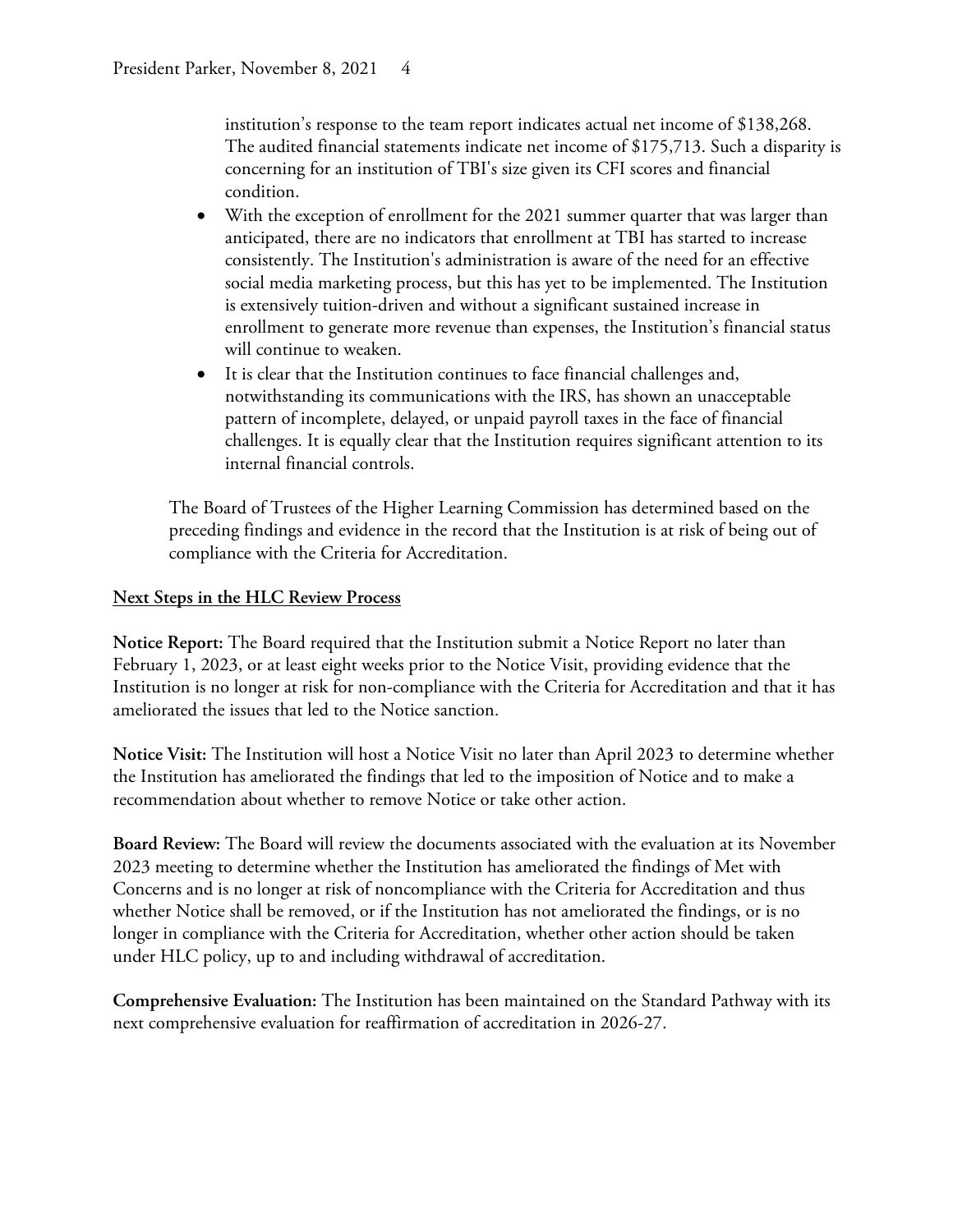institution's response to the team report indicates actual net income of $138,268. The audited financial statements indicate net income of $175,713. Such a disparity is concerning for an institution of TBI's size given its CFI scores and financial condition.

- With the exception of enrollment for the 2021 summer quarter that was larger than anticipated, there are no indicators that enrollment at TBI has started to increase consistently. The Institution's administration is aware of the need for an effective social media marketing process, but this has yet to be implemented. The Institution is extensively tuition-driven and without a significant sustained increase in enrollment to generate more revenue than expenses, the Institution's financial status will continue to weaken.
- It is clear that the Institution continues to face financial challenges and, notwithstanding its communications with the IRS, has shown an unacceptable pattern of incomplete, delayed, or unpaid payroll taxes in the face of financial challenges. It is equally clear that the Institution requires significant attention to its internal financial controls.

The Board of Trustees of the Higher Learning Commission has determined based on the preceding findings and evidence in the record that the Institution is at risk of being out of compliance with the Criteria for Accreditation.

## Next Steps in the HLC Review Process

**Notice Report:** The Board required that the Institution submit a Notice Report no later than February 1, 2023, or at least eight weeks prior to the Notice Visit, providing evidence that the Institution is no longer at risk for non-compliance with the Criteria for Accreditation and that it has ameliorated the issues that led to the Notice sanction.

**Notice Visit:** The Institution will host a Notice Visit no later than April 2023 to determine whether the Institution has ameliorated the findings that led to the imposition of Notice and to make a recommendation about whether to remove Notice or take other action.

**Board Review:** The Board will review the documents associated with the evaluation at its November 2023 meeting to determine whether the Institution has ameliorated the findings of Met with Concerns and is no longer at risk of noncompliance with the Criteria for Accreditation and thus whether Notice shall be removed, or if the Institution has not ameliorated the findings, or is no longer in compliance with the Criteria for Accreditation, whether other action should be taken under HLC policy, up to and including withdrawal of accreditation.

**Comprehensive Evaluation:** The Institution has been maintained on the Standard Pathway with its next comprehensive evaluation for reaffirmation of accreditation in 2026-27.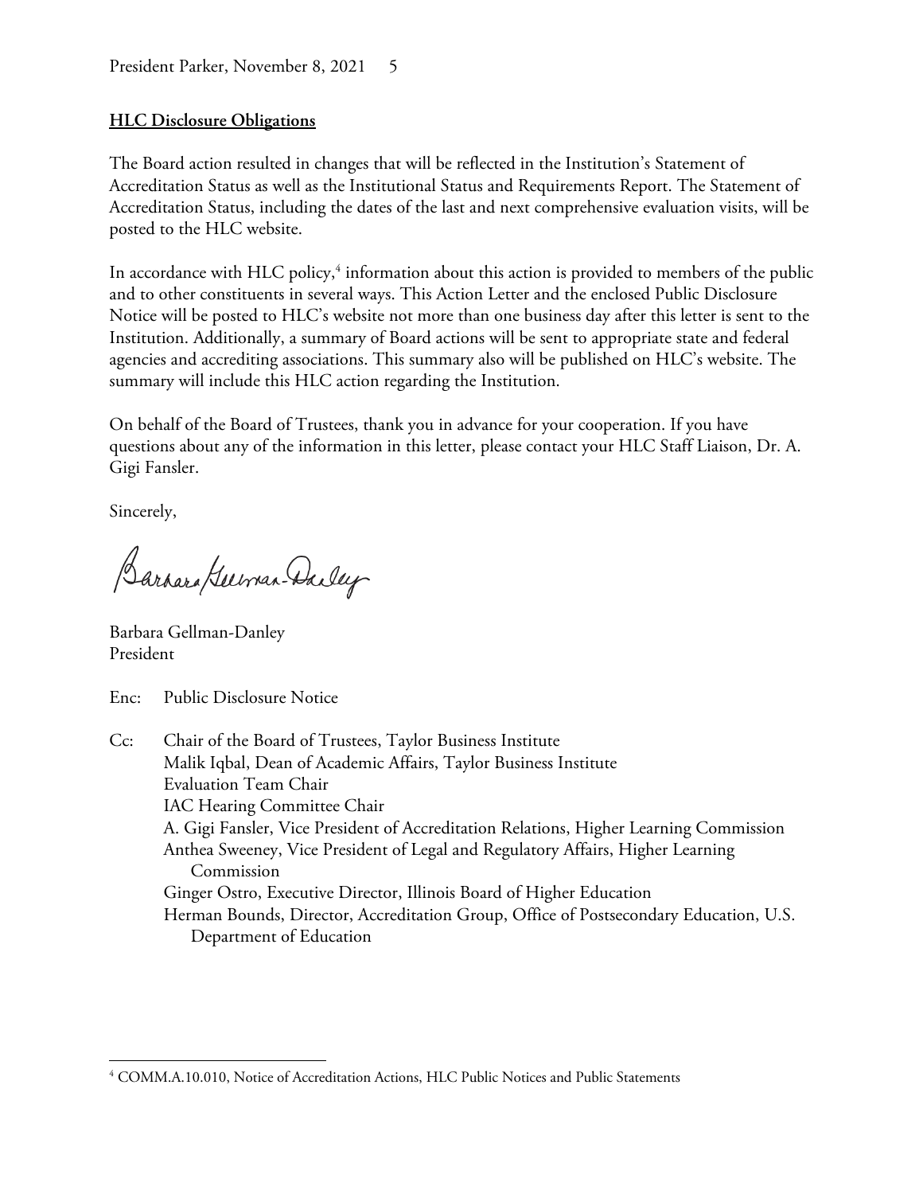**HLC Disclosure Obligations**

The Board action resulted in changes that will be reflected in the Institution's Statement of Accreditation Status as well as the Institutional Status and Requirements Report. The Statement of Accreditation Status, including the dates of the last and next comprehensive evaluation visits, will be posted to the HLC website.

In accordance with HLC policy,[4] information about this action is provided to members of the public and to other constituents in several ways. This Action Letter and the enclosed Public Disclosure Notice will be posted to HLC's website not more than one business day after this letter is sent to the Institution. Additionally, a summary of Board actions will be sent to appropriate state and federal agencies and accrediting associations. This summary also will be published on HLC's website. The summary will include this HLC action regarding the Institution.

On behalf of the Board of Trustees, thank you in advance for your cooperation. If you have questions about any of the information in this letter, please contact your HLC Staff Liaison, Dr. A. Gigi Fansler.

Sincerely,

Barbara Gellman-Danley

Barbara Gellman-Danley
President

Enc: Public Disclosure Notice

Cc: Chair of the Board of Trustees, Taylor Business Institute
Malik Iqbal, Dean of Academic Affairs, Taylor Business Institute
Evaluation Team Chair
IAC Hearing Committee Chair
A. Gigi Fansler, Vice President of Accreditation Relations, Higher Learning Commission
Anthea Sweeney, Vice President of Legal and Regulatory Affairs, Higher Learning Commission
Ginger Ostro, Executive Director, Illinois Board of Higher Education
Herman Bounds, Director, Accreditation Group, Office of Postsecondary Education, U.S. Department of Education

[4] COMM.A.10.010, Notice of Accreditation Actions, HLC Public Notices and Public Statements